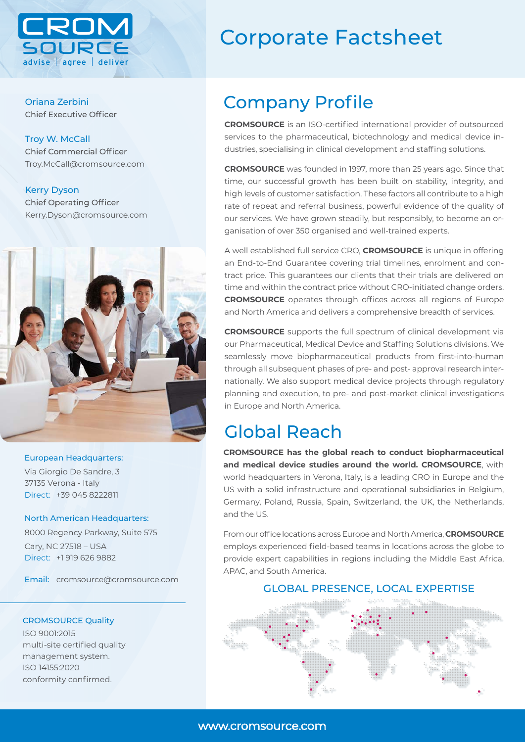CROM SOURCE

advise | agree | deliver

# Corporate Factsheet

**Oriana Zerbini**
Chief Executive Officer

**Troy W. McCall**
Chief Commercial Officer
Troy.McCall@cromsource.com

**Kerry Dyson**
Chief Operating Officer
Kerry.Dyson@cromsource.com

**European Headquarters:**
Via Giorgio De Sandre, 3
37135 Verona - Italy
Direct: +39 045 8222811

**North American Headquarters:**
8000 Regency Parkway, Suite 575
Cary, NC 27518 – USA
Direct: +1 919 626 9882

Email: cromsource@cromsource.com

**CROMSOURCE Quality**
ISO 9001:2015
multi-site certified quality management system.
ISO 14155:2020
conformity confirmed.

## Company Profile

**CROMSOURCE** is an ISO-certified international provider of outsourced services to the pharmaceutical, biotechnology and medical device industries, specialising in clinical development and staffing solutions.

**CROMSOURCE** was founded in 1997, more than 25 years ago. Since that time, our successful growth has been built on stability, integrity, and high levels of customer satisfaction. These factors all contribute to a high rate of repeat and referral business, powerful evidence of the quality of our services. We have grown steadily, but responsibly, to become an organisation of over 350 organised and well-trained experts.

A well established full service CRO, **CROMSOURCE** is unique in offering an End-to-End Guarantee covering trial timelines, enrolment and contract price. This guarantees our clients that their trials are delivered on time and within the contract price without CRO-initiated change orders. **CROMSOURCE** operates through offices across all regions of Europe and North America and delivers a comprehensive breadth of services.

**CROMSOURCE** supports the full spectrum of clinical development via our Pharmaceutical, Medical Device and Staffing Solutions divisions. We seamlessly move biopharmaceutical products from first-into-human through all subsequent phases of pre- and post- approval research internationally. We also support medical device projects through regulatory planning and execution, to pre- and post-market clinical investigations in Europe and North America.

## Global Reach

**CROMSOURCE has the global reach to conduct biopharmaceutical and medical device studies around the world. CROMSOURCE**, with world headquarters in Verona, Italy, is a leading CRO in Europe and the US with a solid infrastructure and operational subsidiaries in Belgium, Germany, Poland, Russia, Spain, Switzerland, the UK, the Netherlands, and the US.

From our office locations across Europe and North America, **CROMSOURCE** employs experienced field-based teams in locations across the globe to provide expert capabilities in regions including the Middle East Africa, APAC, and South America.

GLOBAL PRESENCE, LOCAL EXPERTISE

www.cromsource.com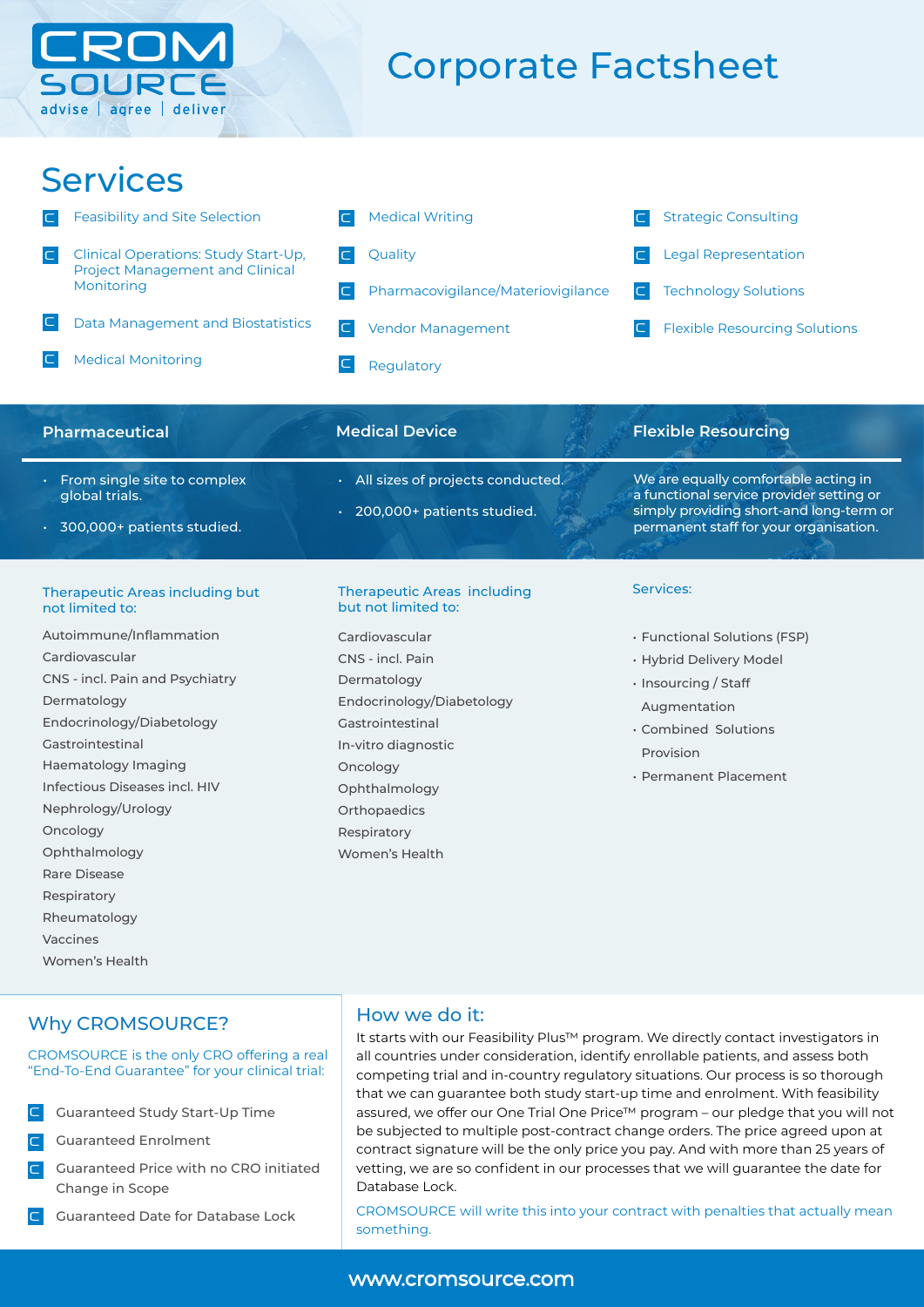CROM SOURCE
advise | agree | deliver

# Corporate Factsheet

## Services

- Feasibility and Site Selection
- Clinical Operations: Study Start-Up, Project Management and Clinical Monitoring
- Data Management and Biostatistics
- Medical Monitoring
- Medical Writing
- Quality
- Pharmacovigilance/Materiovigilance
- Vendor Management
- Regulatory
- Strategic Consulting
- Legal Representation
- Technology Solutions
- Flexible Resourcing Solutions

### Pharmaceutical

- From single site to complex global trials.
- 300,000+ patients studied.

Therapeutic Areas including but not limited to:

Autoimmune/Inflammation
Cardiovascular
CNS - incl. Pain and Psychiatry
Dermatology
Endocrinology/Diabetology
Gastrointestinal
Haematology Imaging
Infectious Diseases incl. HIV
Nephrology/Urology
Oncology
Ophthalmology
Rare Disease
Respiratory
Rheumatology
Vaccines
Women's Health

### Medical Device

- All sizes of projects conducted.
- 200,000+ patients studied.

Therapeutic Areas including but not limited to:

Cardiovascular
CNS - incl. Pain
Dermatology
Endocrinology/Diabetology
Gastrointestinal
In-vitro diagnostic
Oncology
Ophthalmology
Orthopaedics
Respiratory
Women's Health

### Flexible Resourcing

We are equally comfortable acting in a functional service provider setting or simply providing short-and long-term or permanent staff for your organisation.

Services:

- Functional Solutions (FSP)
- Hybrid Delivery Model
- Insourcing / Staff Augmentation
- Combined Solutions Provision
- Permanent Placement

## Why CROMSOURCE?

CROMSOURCE is the only CRO offering a real "End-To-End Guarantee" for your clinical trial:

- Guaranteed Study Start-Up Time
- Guaranteed Enrolment
- Guaranteed Price with no CRO initiated Change in Scope
- Guaranteed Date for Database Lock

## How we do it:

It starts with our Feasibility Plus™ program. We directly contact investigators in all countries under consideration, identify enrollable patients, and assess both competing trial and in-country regulatory situations. Our process is so thorough that we can guarantee both study start-up time and enrolment. With feasibility assured, we offer our One Trial One Price™ program – our pledge that you will not be subjected to multiple post-contract change orders. The price agreed upon at contract signature will be the only price you pay. And with more than 25 years of vetting, we are so confident in our processes that we will guarantee the date for Database Lock.

CROMSOURCE will write this into your contract with penalties that actually mean something.

www.cromsource.com